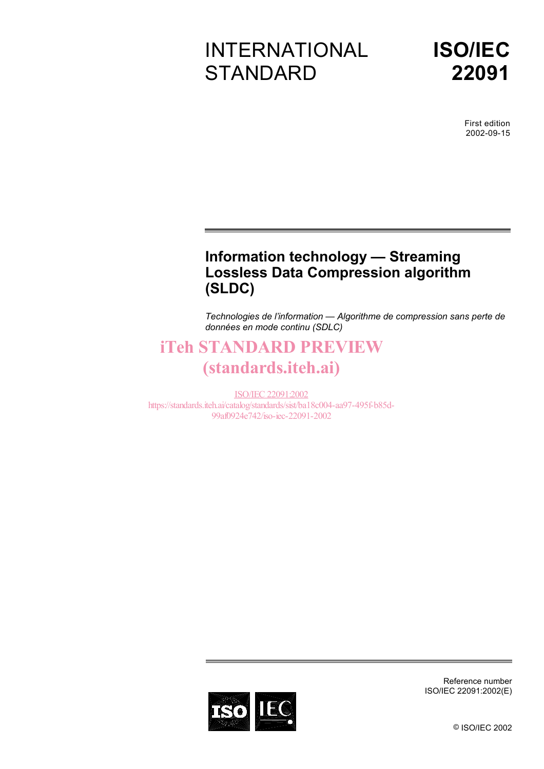INTERNATIONAL STANDARD

# ISO/IEC 22091

First edition
2002-09-15

## Information technology — Streaming Lossless Data Compression algorithm (SLDC)

*Technologies de l'information — Algorithme de compression sans perte de données en mode continu (SDLC)*

iTeh STANDARD PREVIEW
(standards.iteh.ai)

ISO/IEC 22091:2002
https://standards.iteh.ai/catalog/standards/sist/ba18c004-aa97-495f-b85d-99af0924e742/iso-iec-22091-2002

Reference number
ISO/IEC 22091:2002(E)

© ISO/IEC 2002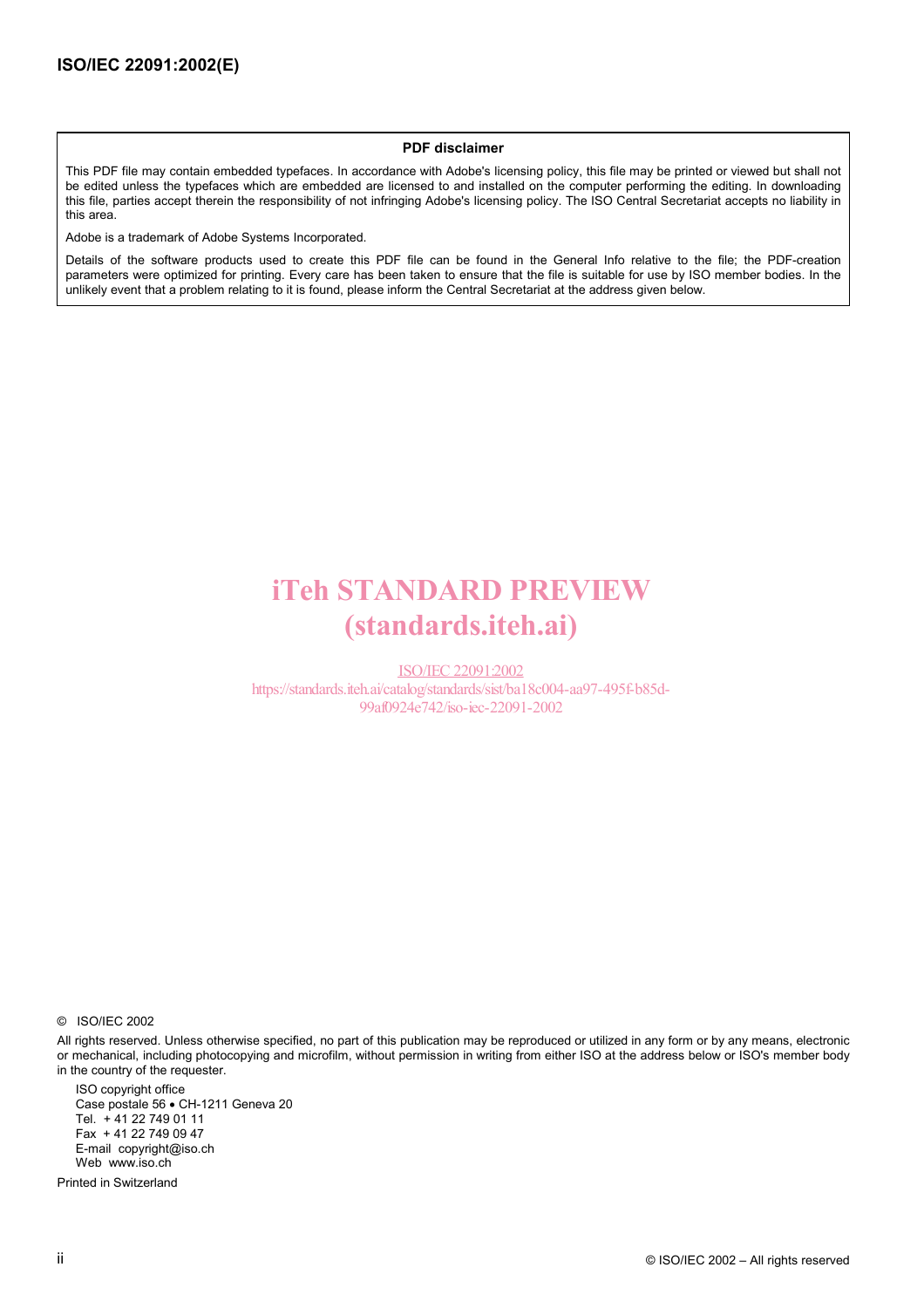**PDF disclaimer**

This PDF file may contain embedded typefaces. In accordance with Adobe's licensing policy, this file may be printed or viewed but shall not be edited unless the typefaces which are embedded are licensed to and installed on the computer performing the editing. In downloading this file, parties accept therein the responsibility of not infringing Adobe's licensing policy. The ISO Central Secretariat accepts no liability in this area.

Adobe is a trademark of Adobe Systems Incorporated.

Details of the software products used to create this PDF file can be found in the General Info relative to the file; the PDF-creation parameters were optimized for printing. Every care has been taken to ensure that the file is suitable for use by ISO member bodies. In the unlikely event that a problem relating to it is found, please inform the Central Secretariat at the address given below.

iTeh STANDARD PREVIEW
(standards.iteh.ai)

ISO/IEC 22091:2002
https://standards.iteh.ai/catalog/standards/sist/ba18c004-aa97-495f-b85d-99af0924e742/iso-iec-22091-2002

© ISO/IEC 2002

All rights reserved. Unless otherwise specified, no part of this publication may be reproduced or utilized in any form or by any means, electronic or mechanical, including photocopying and microfilm, without permission in writing from either ISO at the address below or ISO's member body in the country of the requester.

ISO copyright office
Case postale 56 • CH-1211 Geneva 20
Tel. + 41 22 749 01 11
Fax + 41 22 749 09 47
E-mail copyright@iso.ch
Web www.iso.ch

Printed in Switzerland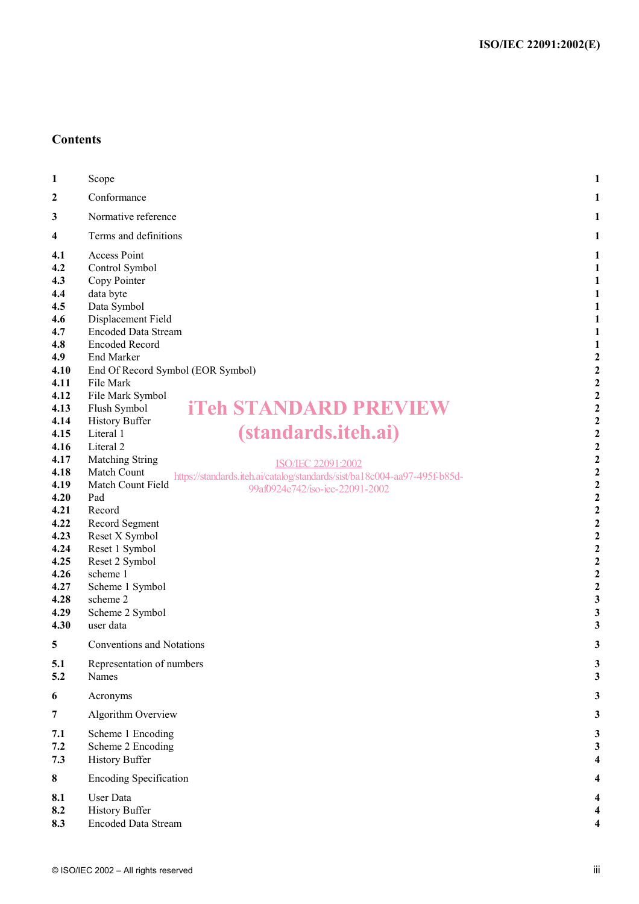## Contents

| | | |
|---|---|---|
| **1** | Scope | **1** |
| **2** | Conformance | **1** |
| **3** | Normative reference | **1** |
| **4** | Terms and definitions | **1** |
| **4.1** | Access Point | **1** |
| **4.2** | Control Symbol | **1** |
| **4.3** | Copy Pointer | **1** |
| **4.4** | data byte | **1** |
| **4.5** | Data Symbol | **1** |
| **4.6** | Displacement Field | **1** |
| **4.7** | Encoded Data Stream | **1** |
| **4.8** | Encoded Record | **1** |
| **4.9** | End Marker | **2** |
| **4.10** | End Of Record Symbol (EOR Symbol) | **2** |
| **4.11** | File Mark | **2** |
| **4.12** | File Mark Symbol | **2** |
| **4.13** | Flush Symbol | **2** |
| **4.14** | History Buffer | **2** |
| **4.15** | Literal 1 | **2** |
| **4.16** | Literal 2 | **2** |
| **4.17** | Matching String | **2** |
| **4.18** | Match Count | **2** |
| **4.19** | Match Count Field | **2** |
| **4.20** | Pad | **2** |
| **4.21** | Record | **2** |
| **4.22** | Record Segment | **2** |
| **4.23** | Reset X Symbol | **2** |
| **4.24** | Reset 1 Symbol | **2** |
| **4.25** | Reset 2 Symbol | **2** |
| **4.26** | scheme 1 | **2** |
| **4.27** | Scheme 1 Symbol | **2** |
| **4.28** | scheme 2 | **3** |
| **4.29** | Scheme 2 Symbol | **3** |
| **4.30** | user data | **3** |
| **5** | Conventions and Notations | **3** |
| **5.1** | Representation of numbers | **3** |
| **5.2** | Names | **3** |
| **6** | Acronyms | **3** |
| **7** | Algorithm Overview | **3** |
| **7.1** | Scheme 1 Encoding | **3** |
| **7.2** | Scheme 2 Encoding | **3** |
| **7.3** | History Buffer | **4** |
| **8** | Encoding Specification | **4** |
| **8.1** | User Data | **4** |
| **8.2** | History Buffer | **4** |
| **8.3** | Encoded Data Stream | **4** |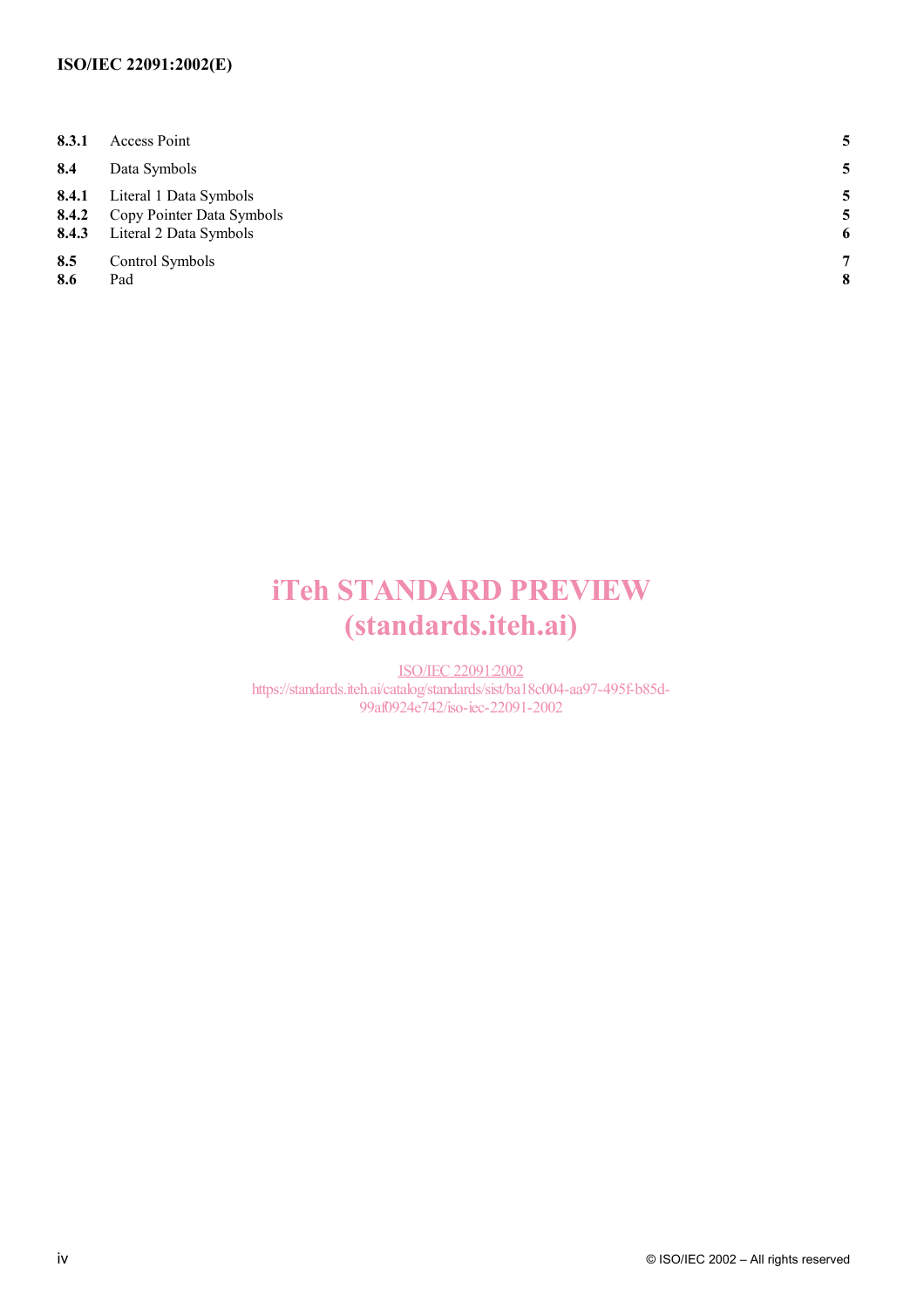| | | |
|---|---|---|
| **8.3.1** | Access Point | **5** |
| **8.4** | Data Symbols | **5** |
| **8.4.1** | Literal 1 Data Symbols | **5** |
| **8.4.2** | Copy Pointer Data Symbols | **5** |
| **8.4.3** | Literal 2 Data Symbols | **6** |
| **8.5** | Control Symbols | **7** |
| **8.6** | Pad | **8** |

iTeh STANDARD PREVIEW
(standards.iteh.ai)

ISO/IEC 22091:2002
https://standards.iteh.ai/catalog/standards/sist/ba18c004-aa97-495f-b85d-99af0924e742/iso-iec-22091-2002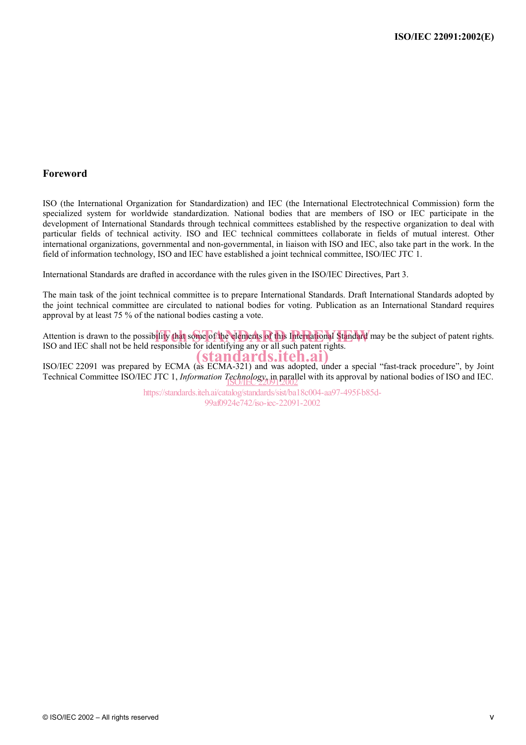## Foreword

ISO (the International Organization for Standardization) and IEC (the International Electrotechnical Commission) form the specialized system for worldwide standardization. National bodies that are members of ISO or IEC participate in the development of International Standards through technical committees established by the respective organization to deal with particular fields of technical activity. ISO and IEC technical committees collaborate in fields of mutual interest. Other international organizations, governmental and non-governmental, in liaison with ISO and IEC, also take part in the work. In the field of information technology, ISO and IEC have established a joint technical committee, ISO/IEC JTC 1.

International Standards are drafted in accordance with the rules given in the ISO/IEC Directives, Part 3.

The main task of the joint technical committee is to prepare International Standards. Draft International Standards adopted by the joint technical committee are circulated to national bodies for voting. Publication as an International Standard requires approval by at least 75 % of the national bodies casting a vote.

Attention is drawn to the possibility that some of the elements of this International Standard may be the subject of patent rights. ISO and IEC shall not be held responsible for identifying any or all such patent rights.

ISO/IEC 22091 was prepared by ECMA (as ECMA-321) and was adopted, under a special "fast-track procedure", by Joint Technical Committee ISO/IEC JTC 1, *Information Technology*, in parallel with its approval by national bodies of ISO and IEC.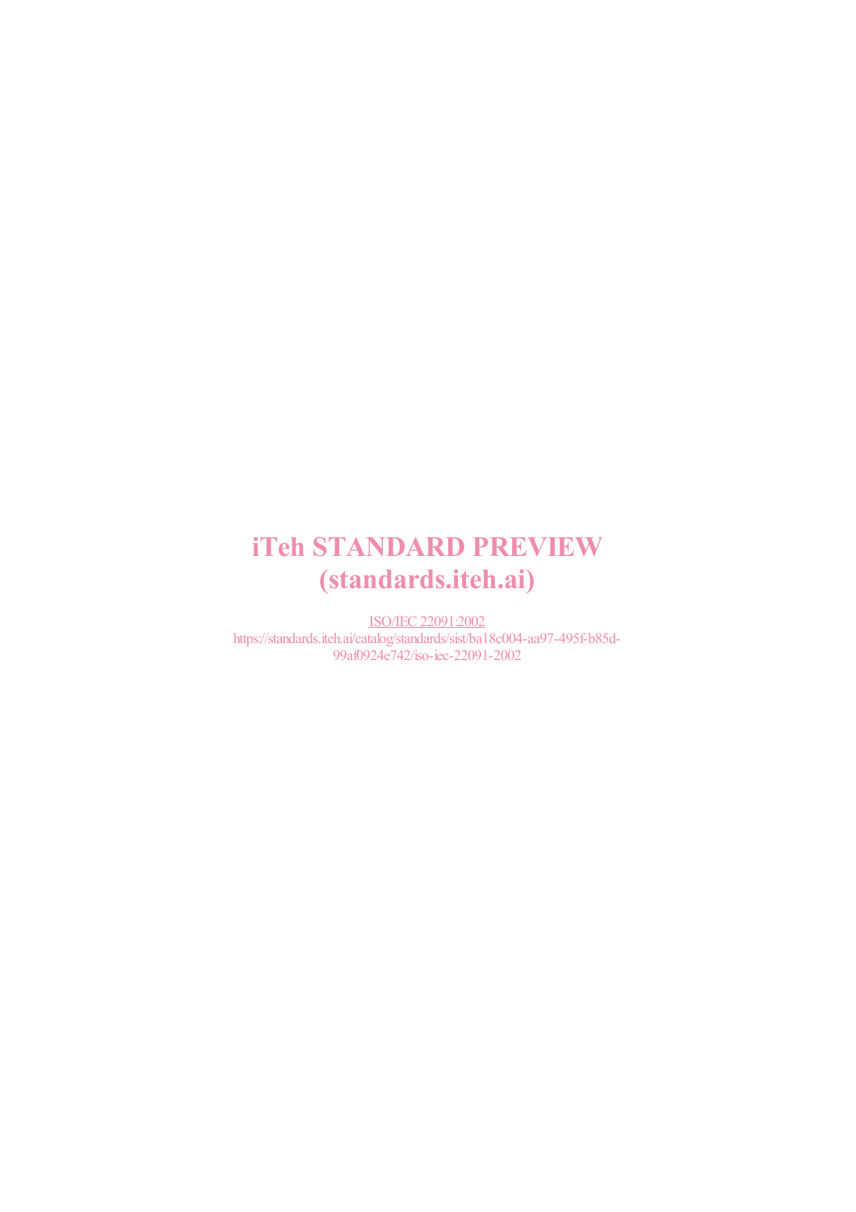iTeh STANDARD PREVIEW
(standards.iteh.ai)

ISO/IEC 22091:2002
https://standards.iteh.ai/catalog/standards/sist/ba18c004-aa97-495f-b85d-99af0924e742/iso-iec-22091-2002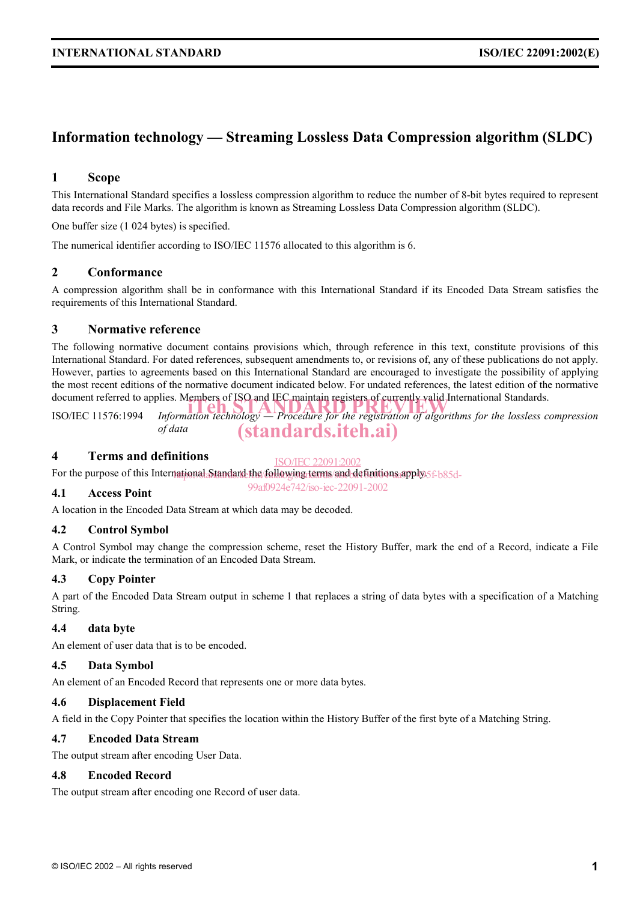# Information technology — Streaming Lossless Data Compression algorithm (SLDC)

## 1 Scope

This International Standard specifies a lossless compression algorithm to reduce the number of 8-bit bytes required to represent data records and File Marks. The algorithm is known as Streaming Lossless Data Compression algorithm (SLDC).

One buffer size (1 024 bytes) is specified.

The numerical identifier according to ISO/IEC 11576 allocated to this algorithm is 6.

## 2 Conformance

A compression algorithm shall be in conformance with this International Standard if its Encoded Data Stream satisfies the requirements of this International Standard.

## 3 Normative reference

The following normative document contains provisions which, through reference in this text, constitute provisions of this International Standard. For dated references, subsequent amendments to, or revisions of, any of these publications do not apply. However, parties to agreements based on this International Standard are encouraged to investigate the possibility of applying the most recent editions of the normative document indicated below. For undated references, the latest edition of the normative document referred to applies. Members of ISO and IEC maintain registers of currently valid International Standards.

ISO/IEC 11576:1994 *Information technology — Procedure for the registration of algorithms for the lossless compression of data*

## 4 Terms and definitions

For the purpose of this International Standard the following terms and definitions apply.

### 4.1 Access Point

A location in the Encoded Data Stream at which data may be decoded.

### 4.2 Control Symbol

A Control Symbol may change the compression scheme, reset the History Buffer, mark the end of a Record, indicate a File Mark, or indicate the termination of an Encoded Data Stream.

### 4.3 Copy Pointer

A part of the Encoded Data Stream output in scheme 1 that replaces a string of data bytes with a specification of a Matching String.

### 4.4 data byte

An element of user data that is to be encoded.

### 4.5 Data Symbol

An element of an Encoded Record that represents one or more data bytes.

### 4.6 Displacement Field

A field in the Copy Pointer that specifies the location within the History Buffer of the first byte of a Matching String.

### 4.7 Encoded Data Stream

The output stream after encoding User Data.

### 4.8 Encoded Record

The output stream after encoding one Record of user data.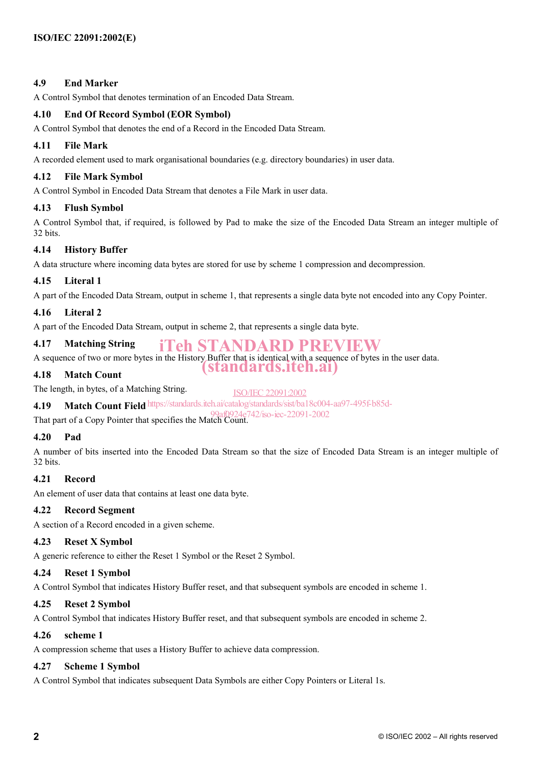### 4.9 End Marker

A Control Symbol that denotes termination of an Encoded Data Stream.

### 4.10 End Of Record Symbol (EOR Symbol)

A Control Symbol that denotes the end of a Record in the Encoded Data Stream.

### 4.11 File Mark

A recorded element used to mark organisational boundaries (e.g. directory boundaries) in user data.

### 4.12 File Mark Symbol

A Control Symbol in Encoded Data Stream that denotes a File Mark in user data.

### 4.13 Flush Symbol

A Control Symbol that, if required, is followed by Pad to make the size of the Encoded Data Stream an integer multiple of 32 bits.

### 4.14 History Buffer

A data structure where incoming data bytes are stored for use by scheme 1 compression and decompression.

### 4.15 Literal 1

A part of the Encoded Data Stream, output in scheme 1, that represents a single data byte not encoded into any Copy Pointer.

### 4.16 Literal 2

A part of the Encoded Data Stream, output in scheme 2, that represents a single data byte.

### 4.17 Matching String

A sequence of two or more bytes in the History Buffer that is identical with a sequence of bytes in the user data.

### 4.18 Match Count

The length, in bytes, of a Matching String.

### 4.19 Match Count Field

That part of a Copy Pointer that specifies the Match Count.

### 4.20 Pad

A number of bits inserted into the Encoded Data Stream so that the size of Encoded Data Stream is an integer multiple of 32 bits.

### 4.21 Record

An element of user data that contains at least one data byte.

### 4.22 Record Segment

A section of a Record encoded in a given scheme.

### 4.23 Reset X Symbol

A generic reference to either the Reset 1 Symbol or the Reset 2 Symbol.

### 4.24 Reset 1 Symbol

A Control Symbol that indicates History Buffer reset, and that subsequent symbols are encoded in scheme 1.

### 4.25 Reset 2 Symbol

A Control Symbol that indicates History Buffer reset, and that subsequent symbols are encoded in scheme 2.

### 4.26 scheme 1

A compression scheme that uses a History Buffer to achieve data compression.

### 4.27 Scheme 1 Symbol

A Control Symbol that indicates subsequent Data Symbols are either Copy Pointers or Literal 1s.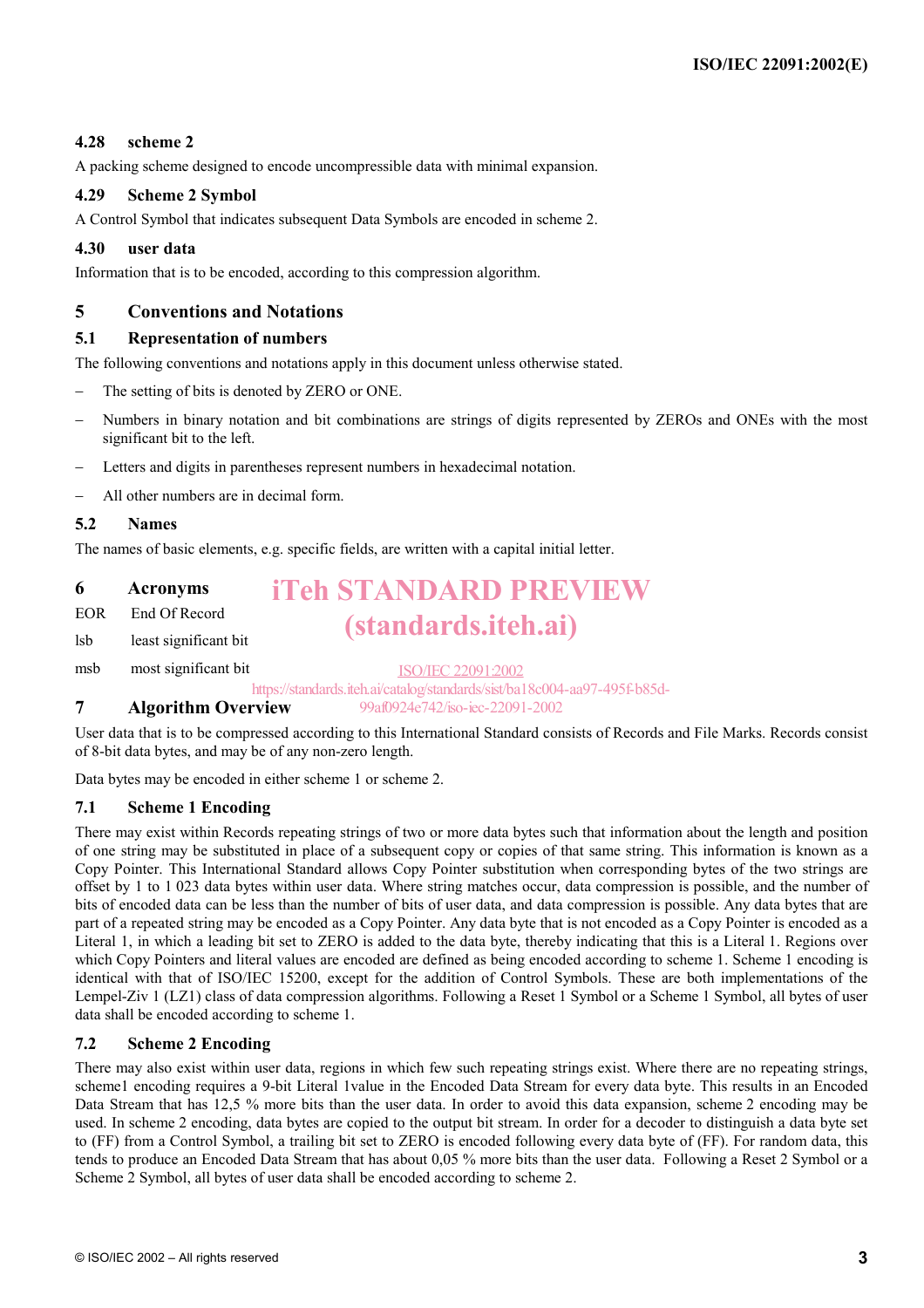### 4.28 scheme 2

A packing scheme designed to encode uncompressible data with minimal expansion.

### 4.29 Scheme 2 Symbol

A Control Symbol that indicates subsequent Data Symbols are encoded in scheme 2.

### 4.30 user data

Information that is to be encoded, according to this compression algorithm.

## 5 Conventions and Notations

### 5.1 Representation of numbers

The following conventions and notations apply in this document unless otherwise stated.

- The setting of bits is denoted by ZERO or ONE.
- Numbers in binary notation and bit combinations are strings of digits represented by ZEROs and ONEs with the most significant bit to the left.
- Letters and digits in parentheses represent numbers in hexadecimal notation.
- All other numbers are in decimal form.

### 5.2 Names

The names of basic elements, e.g. specific fields, are written with a capital initial letter.

## 6 Acronyms

EOR End Of Record

lsb least significant bit

msb most significant bit

## 7 Algorithm Overview

User data that is to be compressed according to this International Standard consists of Records and File Marks. Records consist of 8-bit data bytes, and may be of any non-zero length.

Data bytes may be encoded in either scheme 1 or scheme 2.

### 7.1 Scheme 1 Encoding

There may exist within Records repeating strings of two or more data bytes such that information about the length and position of one string may be substituted in place of a subsequent copy or copies of that same string. This information is known as a Copy Pointer. This International Standard allows Copy Pointer substitution when corresponding bytes of the two strings are offset by 1 to 1 023 data bytes within user data. Where string matches occur, data compression is possible, and the number of bits of encoded data can be less than the number of bits of user data, and data compression is possible. Any data bytes that are part of a repeated string may be encoded as a Copy Pointer. Any data byte that is not encoded as a Copy Pointer is encoded as a Literal 1, in which a leading bit set to ZERO is added to the data byte, thereby indicating that this is a Literal 1. Regions over which Copy Pointers and literal values are encoded are defined as being encoded according to scheme 1. Scheme 1 encoding is identical with that of ISO/IEC 15200, except for the addition of Control Symbols. These are both implementations of the Lempel-Ziv 1 (LZ1) class of data compression algorithms. Following a Reset 1 Symbol or a Scheme 1 Symbol, all bytes of user data shall be encoded according to scheme 1.

### 7.2 Scheme 2 Encoding

There may also exist within user data, regions in which few such repeating strings exist. Where there are no repeating strings, scheme1 encoding requires a 9-bit Literal 1value in the Encoded Data Stream for every data byte. This results in an Encoded Data Stream that has 12,5 % more bits than the user data. In order to avoid this data expansion, scheme 2 encoding may be used. In scheme 2 encoding, data bytes are copied to the output bit stream. In order for a decoder to distinguish a data byte set to (FF) from a Control Symbol, a trailing bit set to ZERO is encoded following every data byte of (FF). For random data, this tends to produce an Encoded Data Stream that has about 0,05 % more bits than the user data. Following a Reset 2 Symbol or a Scheme 2 Symbol, all bytes of user data shall be encoded according to scheme 2.